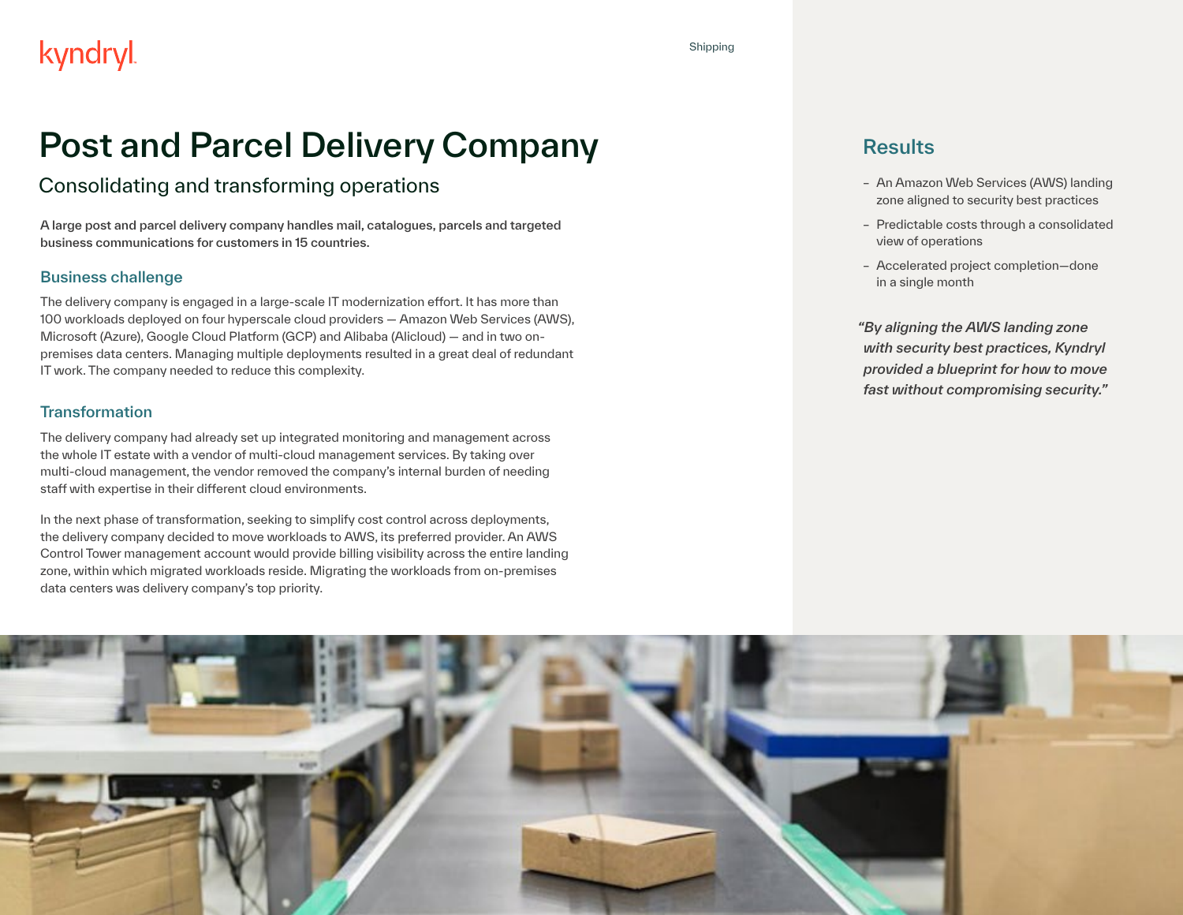# Post and Parcel Delivery Company

## Consolidating and transforming operations

**A large post and parcel delivery company handles mail, catalogues, parcels and targeted business communications for customers in 15 countries.**

### Business challenge

The delivery company is engaged in a large-scale IT modernization effort. It has more than 100 workloads deployed on four hyperscale cloud providers — Amazon Web Services (AWS), Microsoft (Azure), Google Cloud Platform (GCP) and Alibaba (Alicloud) — and in two on-premises data centers. Managing multiple deployments resulted in a great deal of redundant IT work. The company needed to reduce this complexity.

### Transformation

The delivery company had already set up integrated monitoring and management across the whole IT estate with a vendor of multi-cloud management services. By taking over multi-cloud management, the vendor removed the company's internal burden of needing staff with expertise in their different cloud environments.

In the next phase of transformation, seeking to simplify cost control across deployments, the delivery company decided to move workloads to AWS, its preferred provider. An AWS Control Tower management account would provide billing visibility across the entire landing zone, within which migrated workloads reside. Migrating the workloads from on-premises data centers was delivery company's top priority.

### Results

- An Amazon Web Services (AWS) landing zone aligned to security best practices
- Predictable costs through a consolidated view of operations
- Accelerated project completion—done in a single month

*"By aligning the AWS landing zone with security best practices, Kyndryl provided a blueprint for how to move fast without compromising security."*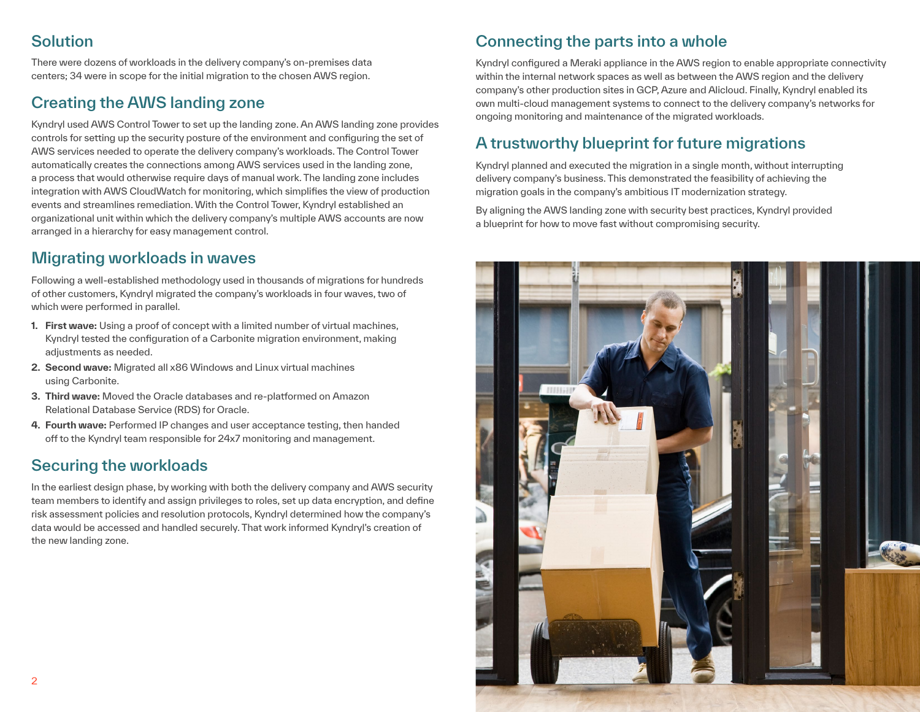## Solution

There were dozens of workloads in the delivery company's on-premises data centers; 34 were in scope for the initial migration to the chosen AWS region.

## Creating the AWS landing zone

Kyndryl used AWS Control Tower to set up the landing zone. An AWS landing zone provides controls for setting up the security posture of the environment and configuring the set of AWS services needed to operate the delivery company's workloads. The Control Tower automatically creates the connections among AWS services used in the landing zone, a process that would otherwise require days of manual work. The landing zone includes integration with AWS CloudWatch for monitoring, which simplifies the view of production events and streamlines remediation. With the Control Tower, Kyndryl established an organizational unit within which the delivery company's multiple AWS accounts are now arranged in a hierarchy for easy management control.

## Migrating workloads in waves

Following a well-established methodology used in thousands of migrations for hundreds of other customers, Kyndryl migrated the company's workloads in four waves, two of which were performed in parallel.

1. **First wave:** Using a proof of concept with a limited number of virtual machines, Kyndryl tested the configuration of a Carbonite migration environment, making adjustments as needed.
2. **Second wave:** Migrated all x86 Windows and Linux virtual machines using Carbonite.
3. **Third wave:** Moved the Oracle databases and re-platformed on Amazon Relational Database Service (RDS) for Oracle.
4. **Fourth wave:** Performed IP changes and user acceptance testing, then handed off to the Kyndryl team responsible for 24x7 monitoring and management.

## Securing the workloads

In the earliest design phase, by working with both the delivery company and AWS security team members to identify and assign privileges to roles, set up data encryption, and define risk assessment policies and resolution protocols, Kyndryl determined how the company's data would be accessed and handled securely. That work informed Kyndryl's creation of the new landing zone.

## Connecting the parts into a whole

Kyndryl configured a Meraki appliance in the AWS region to enable appropriate connectivity within the internal network spaces as well as between the AWS region and the delivery company's other production sites in GCP, Azure and Alicloud. Finally, Kyndryl enabled its own multi-cloud management systems to connect to the delivery company's networks for ongoing monitoring and maintenance of the migrated workloads.

## A trustworthy blueprint for future migrations

Kyndryl planned and executed the migration in a single month, without interrupting delivery company's business. This demonstrated the feasibility of achieving the migration goals in the company's ambitious IT modernization strategy.

By aligning the AWS landing zone with security best practices, Kyndryl provided a blueprint for how to move fast without compromising security.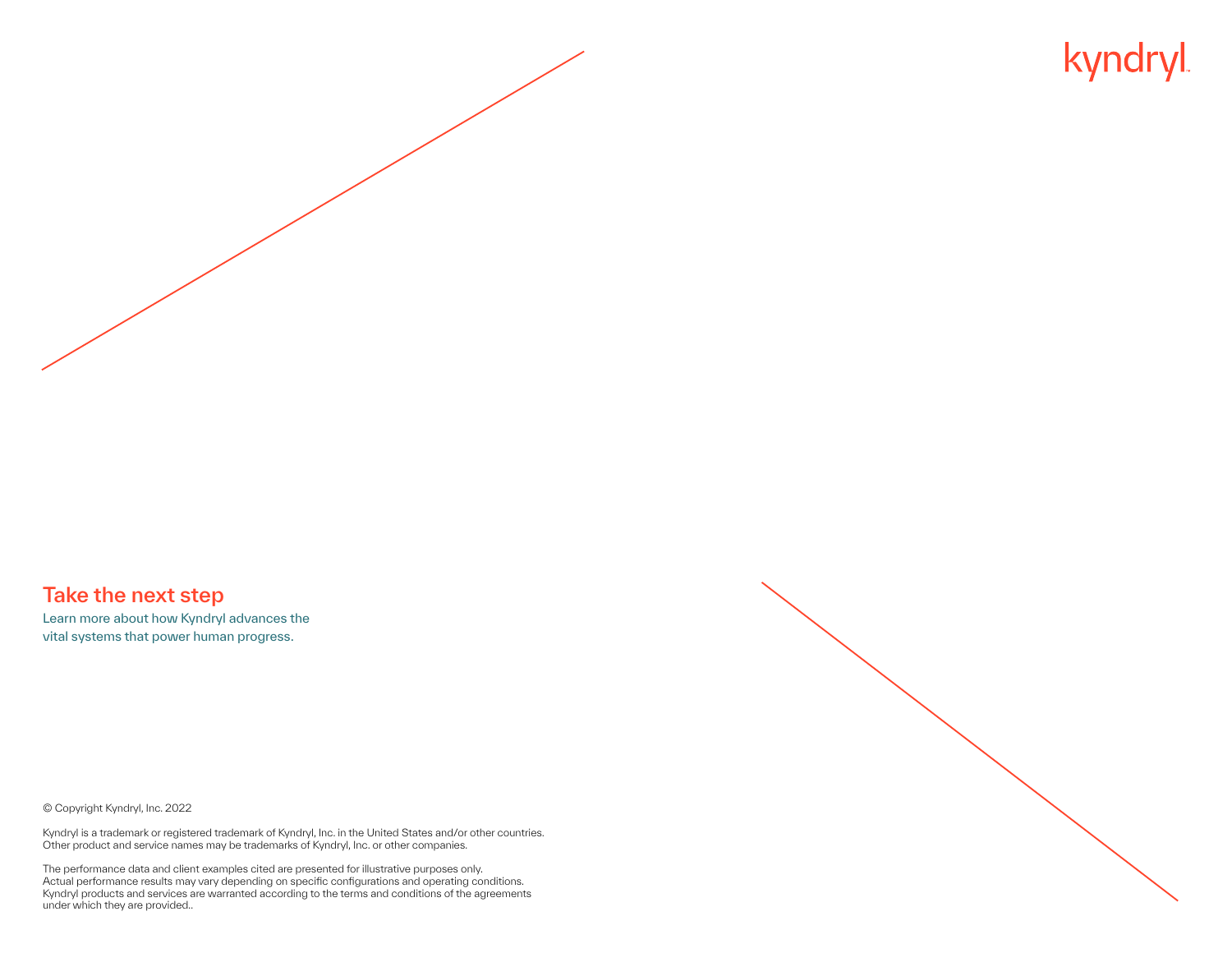kyndryl

## Take the next step

Learn more about how Kyndryl advances the vital systems that power human progress.

© Copyright Kyndryl, Inc. 2022

Kyndryl is a trademark or registered trademark of Kyndryl, Inc. in the United States and/or other countries. Other product and service names may be trademarks of Kyndryl, Inc. or other companies.

The performance data and client examples cited are presented for illustrative purposes only. Actual performance results may vary depending on specific configurations and operating conditions. Kyndryl products and services are warranted according to the terms and conditions of the agreements under which they are provided..